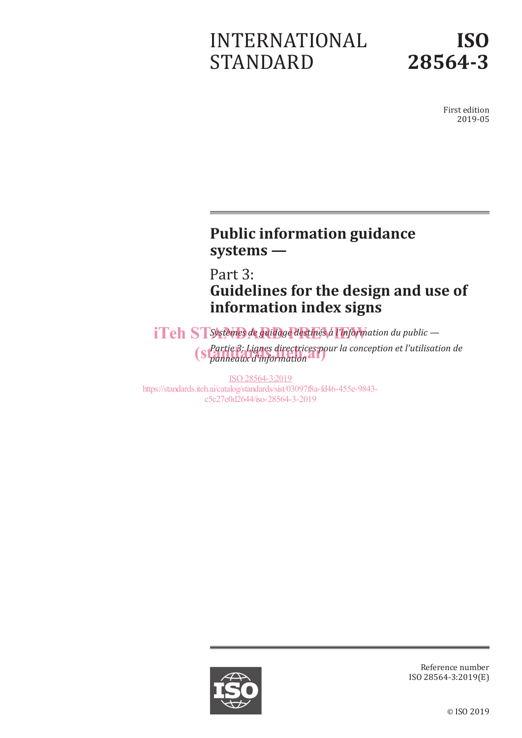# INTERNATIONAL STANDARD

# ISO 28564-3

First edition
2019-05

## Public information guidance systems —

## Part 3: Guidelines for the design and use of information index signs

*Systèmes de guidage destinés à l'information du public —*

*Partie 3: Lignes directrices pour la conception et l'utilisation de panneaux d'information*

iTeh STANDARD PREVIEW
(standards.iteh.ai)

ISO 28564-3:2019
https://standards.iteh.ai/catalog/standards/sist/03097f8a-fd46-455e-9843-c5c27e0d2644/iso-28564-3-2019

Reference number
ISO 28564-3:2019(E)

© ISO 2019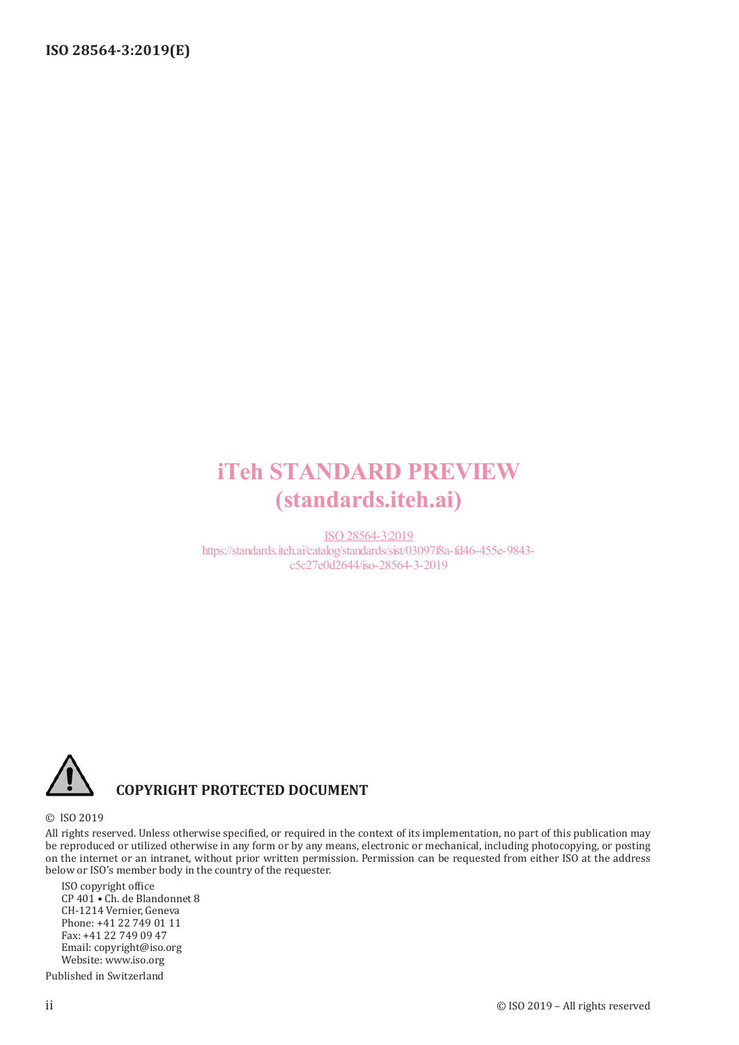iTeh STANDARD PREVIEW
(standards.iteh.ai)

ISO 28564-3:2019
https://standards.iteh.ai/catalog/standards/sist/03097f8a-fd46-455e-9843-c5c27e0d2644/iso-28564-3-2019

**COPYRIGHT PROTECTED DOCUMENT**

© ISO 2019

All rights reserved. Unless otherwise specified, or required in the context of its implementation, no part of this publication may be reproduced or utilized otherwise in any form or by any means, electronic or mechanical, including photocopying, or posting on the internet or an intranet, without prior written permission. Permission can be requested from either ISO at the address below or ISO's member body in the country of the requester.

ISO copyright office
CP 401 • Ch. de Blandonnet 8
CH-1214 Vernier, Geneva
Phone: +41 22 749 01 11
Fax: +41 22 749 09 47
Email: copyright@iso.org
Website: www.iso.org

Published in Switzerland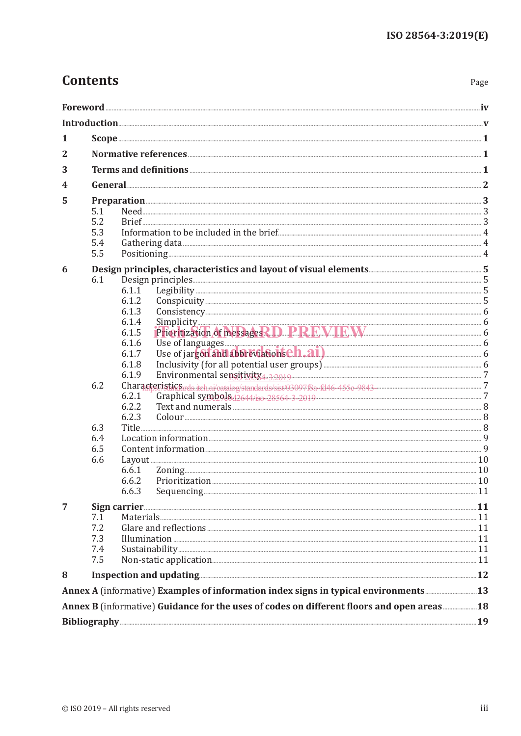# Contents

| | Page |
|---|---|
| **Foreword** | **iv** |
| **Introduction** | **v** |
| **1 Scope** | **1** |
| **2 Normative references** | **1** |
| **3 Terms and definitions** | **1** |
| **4 General** | **2** |
| **5 Preparation** | **3** |
| 5.1 Need | 3 |
| 5.2 Brief | 3 |
| 5.3 Information to be included in the brief | 4 |
| 5.4 Gathering data | 4 |
| 5.5 Positioning | 4 |
| **6 Design principles, characteristics and layout of visual elements** | **5** |
| 6.1 Design principles | 5 |
| 6.1.1 Legibility | 5 |
| 6.1.2 Conspicuity | 5 |
| 6.1.3 Consistency | 6 |
| 6.1.4 Simplicity | 6 |
| 6.1.5 Prioritization of messages | 6 |
| 6.1.6 Use of languages | 6 |
| 6.1.7 Use of jargon and abbreviations | 6 |
| 6.1.8 Inclusivity (for all potential user groups) | 6 |
| 6.1.9 Environmental sensitivity | 7 |
| 6.2 Characteristics | 7 |
| 6.2.1 Graphical symbols | 7 |
| 6.2.2 Text and numerals | 8 |
| 6.2.3 Colour | 8 |
| 6.3 Title | 8 |
| 6.4 Location information | 9 |
| 6.5 Content information | 9 |
| 6.6 Layout | 10 |
| 6.6.1 Zoning | 10 |
| 6.6.2 Prioritization | 10 |
| 6.6.3 Sequencing | 11 |
| **7 Sign carrier** | **11** |
| 7.1 Materials | 11 |
| 7.2 Glare and reflections | 11 |
| 7.3 Illumination | 11 |
| 7.4 Sustainability | 11 |
| 7.5 Non-static application | 11 |
| **8 Inspection and updating** | **12** |
| **Annex A** (informative) **Examples of information index signs in typical environments** | **13** |
| **Annex B** (informative) **Guidance for the uses of codes on different floors and open areas** | **18** |
| **Bibliography** | **19** |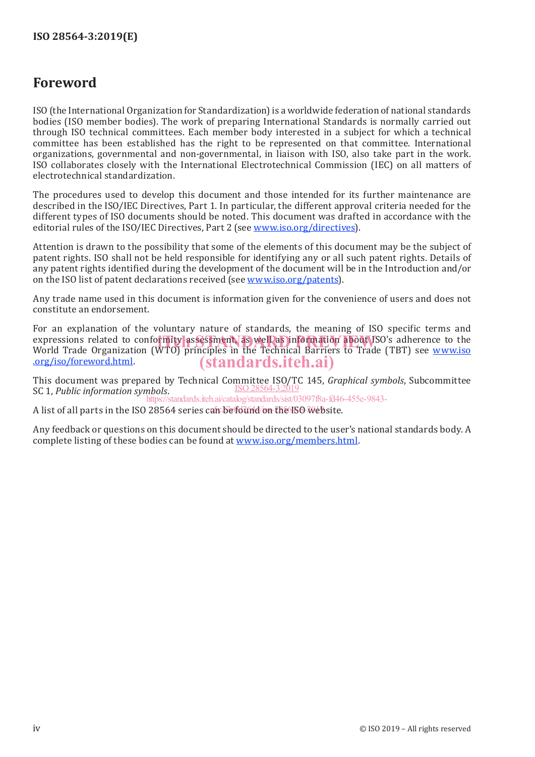# Foreword

ISO (the International Organization for Standardization) is a worldwide federation of national standards bodies (ISO member bodies). The work of preparing International Standards is normally carried out through ISO technical committees. Each member body interested in a subject for which a technical committee has been established has the right to be represented on that committee. International organizations, governmental and non-governmental, in liaison with ISO, also take part in the work. ISO collaborates closely with the International Electrotechnical Commission (IEC) on all matters of electrotechnical standardization.

The procedures used to develop this document and those intended for its further maintenance are described in the ISO/IEC Directives, Part 1. In particular, the different approval criteria needed for the different types of ISO documents should be noted. This document was drafted in accordance with the editorial rules of the ISO/IEC Directives, Part 2 (see www.iso.org/directives).

Attention is drawn to the possibility that some of the elements of this document may be the subject of patent rights. ISO shall not be held responsible for identifying any or all such patent rights. Details of any patent rights identified during the development of the document will be in the Introduction and/or on the ISO list of patent declarations received (see www.iso.org/patents).

Any trade name used in this document is information given for the convenience of users and does not constitute an endorsement.

For an explanation of the voluntary nature of standards, the meaning of ISO specific terms and expressions related to conformity assessment, as well as information about ISO's adherence to the World Trade Organization (WTO) principles in the Technical Barriers to Trade (TBT) see www.iso.org/iso/foreword.html.

This document was prepared by Technical Committee ISO/TC 145, *Graphical symbols*, Subcommittee SC 1, *Public information symbols*.

A list of all parts in the ISO 28564 series can be found on the ISO website.

Any feedback or questions on this document should be directed to the user's national standards body. A complete listing of these bodies can be found at www.iso.org/members.html.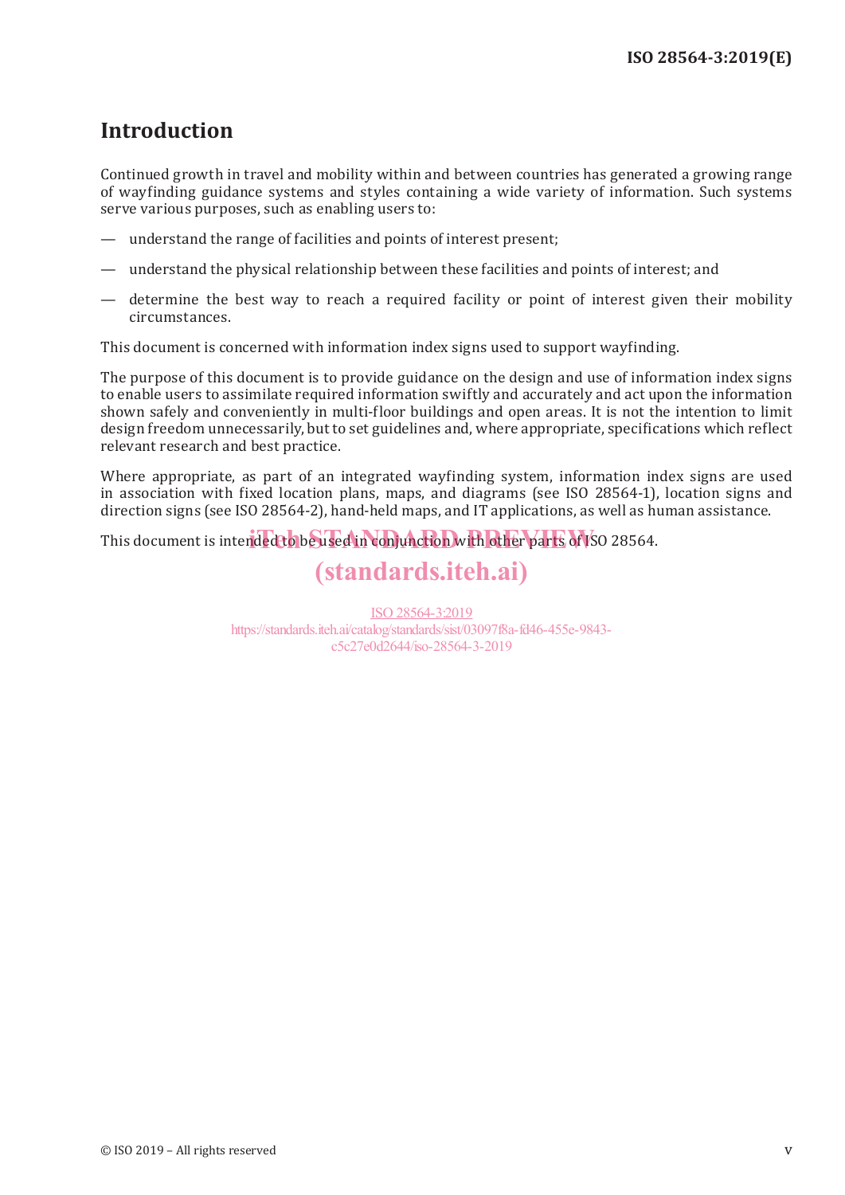# Introduction

Continued growth in travel and mobility within and between countries has generated a growing range of wayfinding guidance systems and styles containing a wide variety of information. Such systems serve various purposes, such as enabling users to:

— understand the range of facilities and points of interest present;

— understand the physical relationship between these facilities and points of interest; and

— determine the best way to reach a required facility or point of interest given their mobility circumstances.

This document is concerned with information index signs used to support wayfinding.

The purpose of this document is to provide guidance on the design and use of information index signs to enable users to assimilate required information swiftly and accurately and act upon the information shown safely and conveniently in multi-floor buildings and open areas. It is not the intention to limit design freedom unnecessarily, but to set guidelines and, where appropriate, specifications which reflect relevant research and best practice.

Where appropriate, as part of an integrated wayfinding system, information index signs are used in association with fixed location plans, maps, and diagrams (see ISO 28564-1), location signs and direction signs (see ISO 28564-2), hand-held maps, and IT applications, as well as human assistance.

This document is intended to be used in conjunction with other parts of ISO 28564.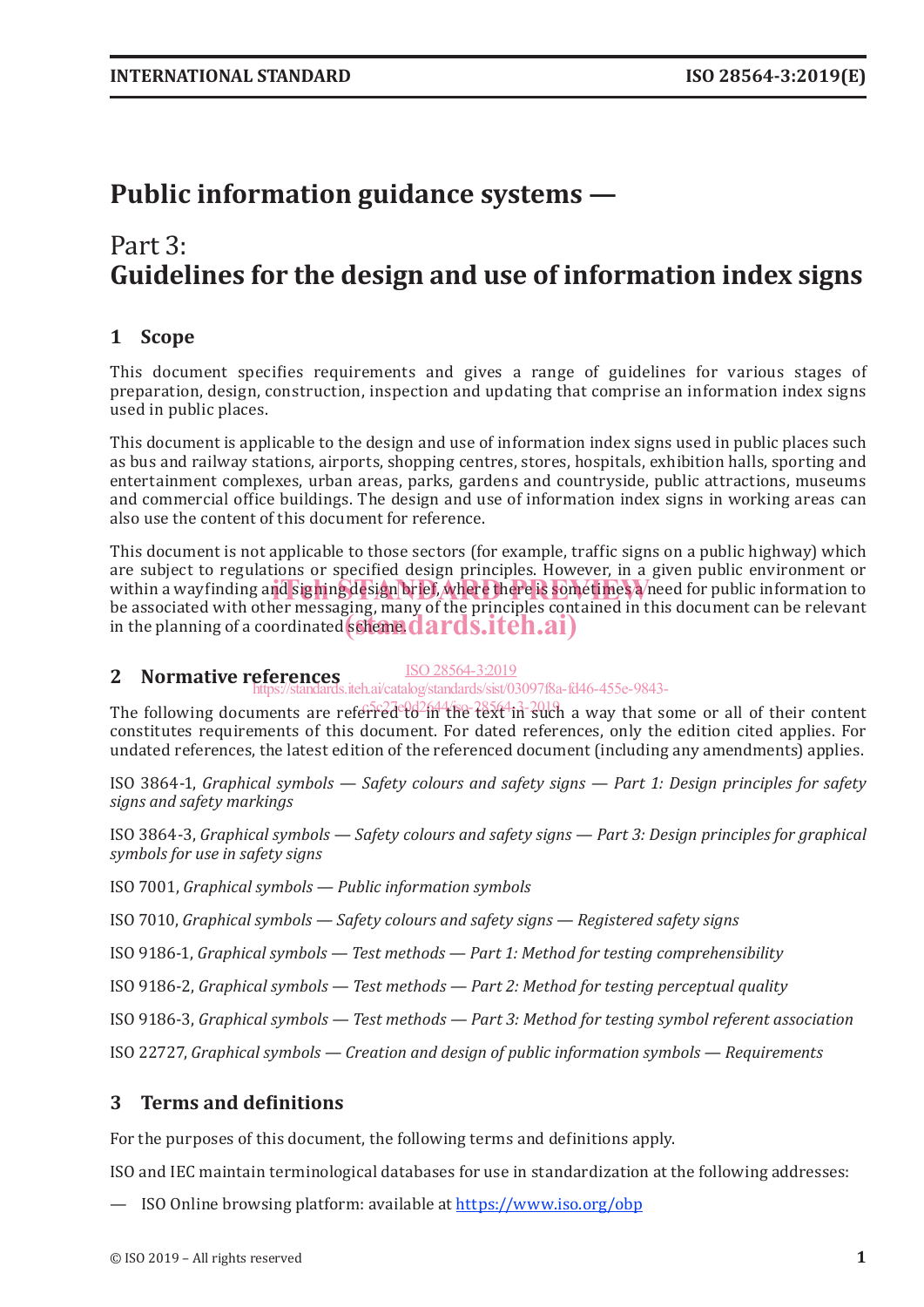# Public information guidance systems —

## Part 3: Guidelines for the design and use of information index signs

## 1 Scope

This document specifies requirements and gives a range of guidelines for various stages of preparation, design, construction, inspection and updating that comprise an information index signs used in public places.

This document is applicable to the design and use of information index signs used in public places such as bus and railway stations, airports, shopping centres, stores, hospitals, exhibition halls, sporting and entertainment complexes, urban areas, parks, gardens and countryside, public attractions, museums and commercial office buildings. The design and use of information index signs in working areas can also use the content of this document for reference.

This document is not applicable to those sectors (for example, traffic signs on a public highway) which are subject to regulations or specified design principles. However, in a given public environment or within a wayfinding and signing design brief, where there is sometimes a need for public information to be associated with other messaging, many of the principles contained in this document can be relevant in the planning of a coordinated scheme.

## 2 Normative references

The following documents are referred to in the text in such a way that some or all of their content constitutes requirements of this document. For dated references, only the edition cited applies. For undated references, the latest edition of the referenced document (including any amendments) applies.

ISO 3864-1, *Graphical symbols — Safety colours and safety signs — Part 1: Design principles for safety signs and safety markings*

ISO 3864-3, *Graphical symbols — Safety colours and safety signs — Part 3: Design principles for graphical symbols for use in safety signs*

ISO 7001, *Graphical symbols — Public information symbols*

ISO 7010, *Graphical symbols — Safety colours and safety signs — Registered safety signs*

ISO 9186-1, *Graphical symbols — Test methods — Part 1: Method for testing comprehensibility*

ISO 9186-2, *Graphical symbols — Test methods — Part 2: Method for testing perceptual quality*

ISO 9186-3, *Graphical symbols — Test methods — Part 3: Method for testing symbol referent association*

ISO 22727, *Graphical symbols — Creation and design of public information symbols — Requirements*

## 3 Terms and definitions

For the purposes of this document, the following terms and definitions apply.

ISO and IEC maintain terminological databases for use in standardization at the following addresses:

— ISO Online browsing platform: available at https://www.iso.org/obp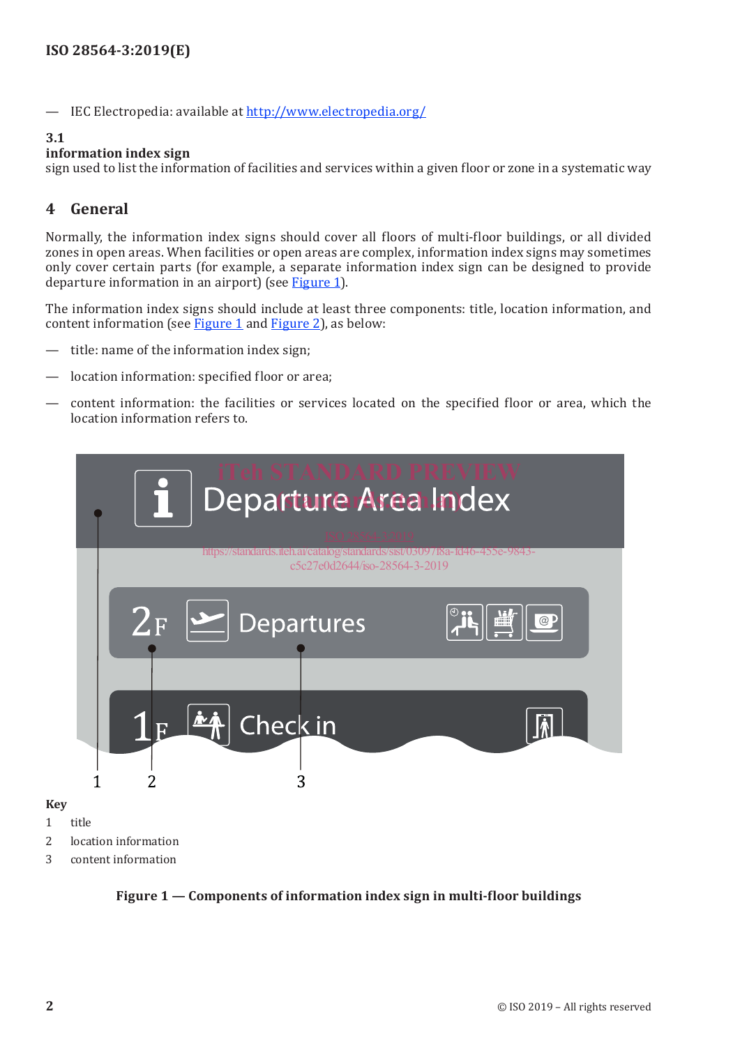— IEC Electropedia: available at http://www.electropedia.org/

**3.1**
**information index sign**
sign used to list the information of facilities and services within a given floor or zone in a systematic way

## 4 General

Normally, the information index signs should cover all floors of multi-floor buildings, or all divided zones in open areas. When facilities or open areas are complex, information index signs may sometimes only cover certain parts (for example, a separate information index sign can be designed to provide departure information in an airport) (see Figure 1).

The information index signs should include at least three components: title, location information, and content information (see Figure 1 and Figure 2), as below:

— title: name of the information index sign;

— location information: specified floor or area;

— content information: the facilities or services located on the specified floor or area, which the location information refers to.

**Key**

1 title

2 location information

3 content information

**Figure 1 — Components of information index sign in multi-floor buildings**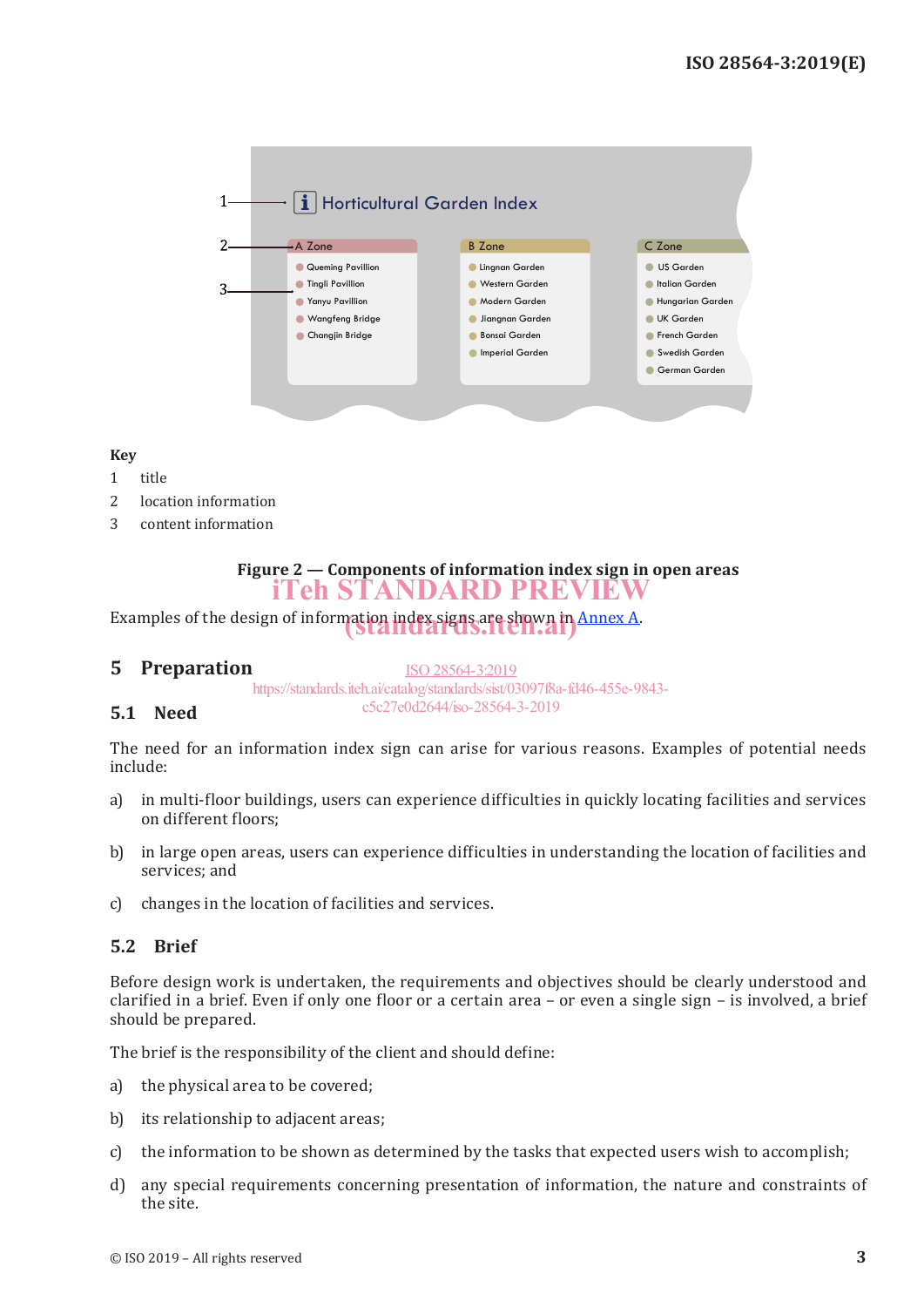Key

1 title

2 location information

3 content information

**Figure 2 — Components of information index sign in open areas**

Examples of the design of information index signs are shown in Annex A.

## 5 Preparation

### 5.1 Need

The need for an information index sign can arise for various reasons. Examples of potential needs include:

a) in multi-floor buildings, users can experience difficulties in quickly locating facilities and services on different floors;

b) in large open areas, users can experience difficulties in understanding the location of facilities and services; and

c) changes in the location of facilities and services.

### 5.2 Brief

Before design work is undertaken, the requirements and objectives should be clearly understood and clarified in a brief. Even if only one floor or a certain area – or even a single sign – is involved, a brief should be prepared.

The brief is the responsibility of the client and should define:

a) the physical area to be covered;

b) its relationship to adjacent areas;

c) the information to be shown as determined by the tasks that expected users wish to accomplish;

d) any special requirements concerning presentation of information, the nature and constraints of the site.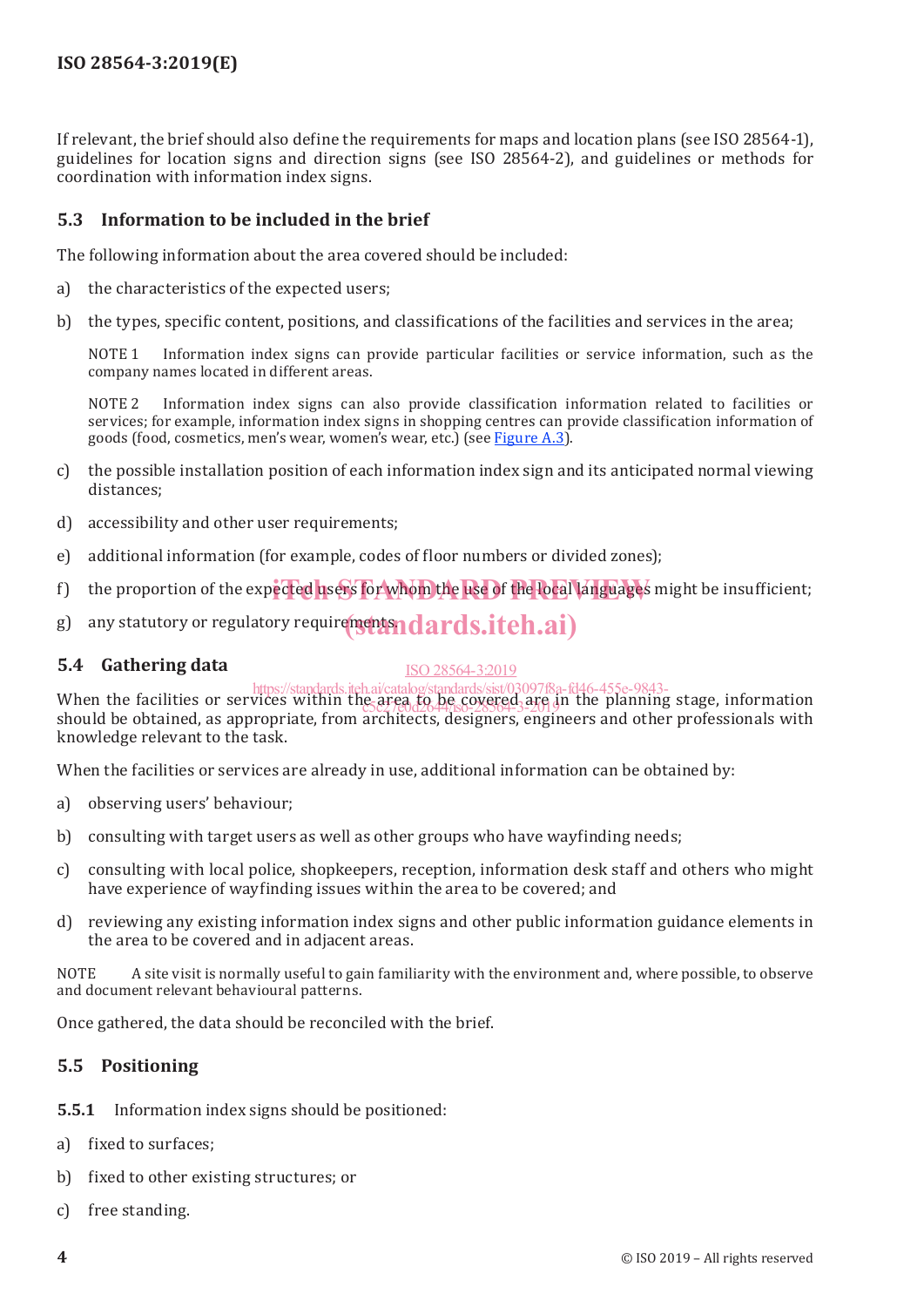If relevant, the brief should also define the requirements for maps and location plans (see ISO 28564-1), guidelines for location signs and direction signs (see ISO 28564-2), and guidelines or methods for coordination with information index signs.

### 5.3 Information to be included in the brief

The following information about the area covered should be included:

a) the characteristics of the expected users;

b) the types, specific content, positions, and classifications of the facilities and services in the area;

NOTE 1 Information index signs can provide particular facilities or service information, such as the company names located in different areas.

NOTE 2 Information index signs can also provide classification information related to facilities or services; for example, information index signs in shopping centres can provide classification information of goods (food, cosmetics, men's wear, women's wear, etc.) (see Figure A.3).

c) the possible installation position of each information index sign and its anticipated normal viewing distances;

d) accessibility and other user requirements;

e) additional information (for example, codes of floor numbers or divided zones);

f) the proportion of the expected users for whom the use of the local languages might be insufficient;

g) any statutory or regulatory requirements.

### 5.4 Gathering data

When the facilities or services within the area to be covered are in the planning stage, information should be obtained, as appropriate, from architects, designers, engineers and other professionals with knowledge relevant to the task.

When the facilities or services are already in use, additional information can be obtained by:

a) observing users' behaviour;

b) consulting with target users as well as other groups who have wayfinding needs;

c) consulting with local police, shopkeepers, reception, information desk staff and others who might have experience of wayfinding issues within the area to be covered; and

d) reviewing any existing information index signs and other public information guidance elements in the area to be covered and in adjacent areas.

NOTE A site visit is normally useful to gain familiarity with the environment and, where possible, to observe and document relevant behavioural patterns.

Once gathered, the data should be reconciled with the brief.

### 5.5 Positioning

**5.5.1** Information index signs should be positioned:

a) fixed to surfaces;

b) fixed to other existing structures; or

c) free standing.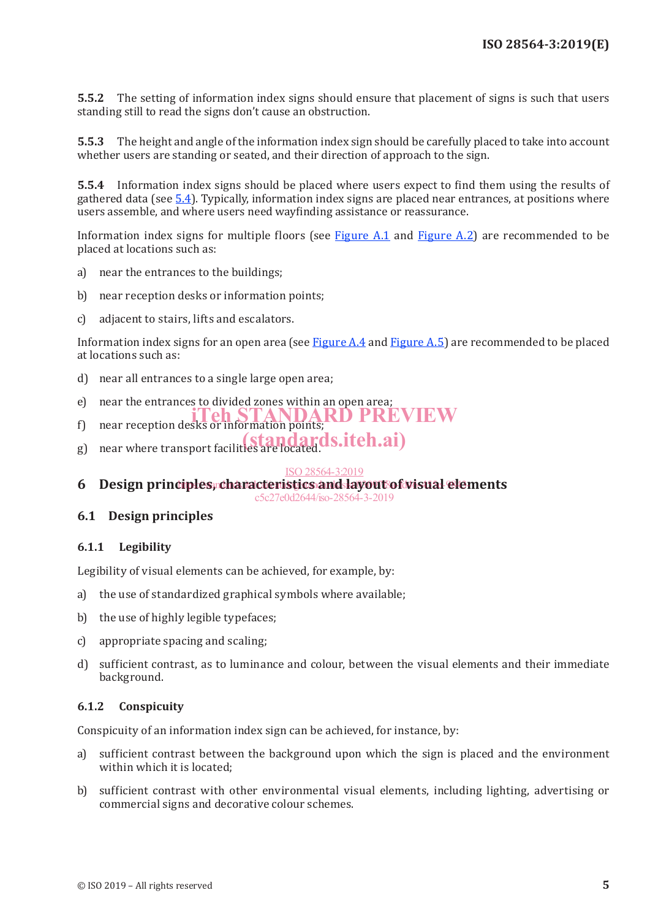**5.5.2** The setting of information index signs should ensure that placement of signs is such that users standing still to read the signs don't cause an obstruction.

**5.5.3** The height and angle of the information index sign should be carefully placed to take into account whether users are standing or seated, and their direction of approach to the sign.

**5.5.4** Information index signs should be placed where users expect to find them using the results of gathered data (see 5.4). Typically, information index signs are placed near entrances, at positions where users assemble, and where users need wayfinding assistance or reassurance.

Information index signs for multiple floors (see Figure A.1 and Figure A.2) are recommended to be placed at locations such as:

a) near the entrances to the buildings;

b) near reception desks or information points;

c) adjacent to stairs, lifts and escalators.

Information index signs for an open area (see Figure A.4 and Figure A.5) are recommended to be placed at locations such as:

d) near all entrances to a single large open area;

e) near the entrances to divided zones within an open area;

f) near reception desks or information points;

g) near where transport facilities are located.

# 6 Design principles, characteristics and layout of visual elements

## 6.1 Design principles

### 6.1.1 Legibility

Legibility of visual elements can be achieved, for example, by:

a) the use of standardized graphical symbols where available;

b) the use of highly legible typefaces;

c) appropriate spacing and scaling;

d) sufficient contrast, as to luminance and colour, between the visual elements and their immediate background.

### 6.1.2 Conspicuity

Conspicuity of an information index sign can be achieved, for instance, by:

a) sufficient contrast between the background upon which the sign is placed and the environment within which it is located;

b) sufficient contrast with other environmental visual elements, including lighting, advertising or commercial signs and decorative colour schemes.